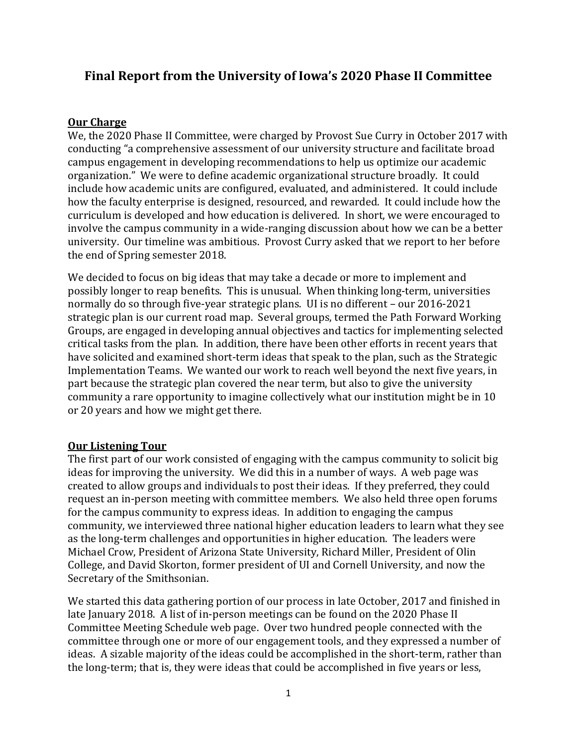# Final Report from the University of Iowa's 2020 Phase II Committee

## Our Charge

We, the 2020 Phase II Committee, were charged by Provost Sue Curry in October 2017 with conducting "a comprehensive assessment of our university structure and facilitate broad campus engagement in developing recommendations to help us optimize our academic organization." We were to define academic organizational structure broadly. It could include how academic units are configured, evaluated, and administered. It could include how the faculty enterprise is designed, resourced, and rewarded. It could include how the curriculum is developed and how education is delivered. In short, we were encouraged to involve the campus community in a wide-ranging discussion about how we can be a better university. Our timeline was ambitious. Provost Curry asked that we report to her before the end of Spring semester 2018.

We decided to focus on big ideas that may take a decade or more to implement and possibly longer to reap benefits. This is unusual. When thinking long-term, universities normally do so through five-year strategic plans. UI is no different – our 2016-2021 strategic plan is our current road map. Several groups, termed the Path Forward Working Groups, are engaged in developing annual objectives and tactics for implementing selected critical tasks from the plan. In addition, there have been other efforts in recent years that have solicited and examined short-term ideas that speak to the plan, such as the Strategic Implementation Teams. We wanted our work to reach well beyond the next five years, in part because the strategic plan covered the near term, but also to give the university community a rare opportunity to imagine collectively what our institution might be in 10 or 20 years and how we might get there.

## Our Listening Tour

The first part of our work consisted of engaging with the campus community to solicit big ideas for improving the university. We did this in a number of ways. A web page was created to allow groups and individuals to post their ideas. If they preferred, they could request an in-person meeting with committee members. We also held three open forums for the campus community to express ideas. In addition to engaging the campus community, we interviewed three national higher education leaders to learn what they see as the long-term challenges and opportunities in higher education. The leaders were Michael Crow, President of Arizona State University, Richard Miller, President of Olin College, and David Skorton, former president of UI and Cornell University, and now the Secretary of the Smithsonian.

We started this data gathering portion of our process in late October, 2017 and finished in late January 2018. A list of in-person meetings can be found on the 2020 Phase II Committee Meeting Schedule web page. Over two hundred people connected with the committee through one or more of our engagement tools, and they expressed a number of ideas. A sizable majority of the ideas could be accomplished in the short-term, rather than the long-term; that is, they were ideas that could be accomplished in five years or less,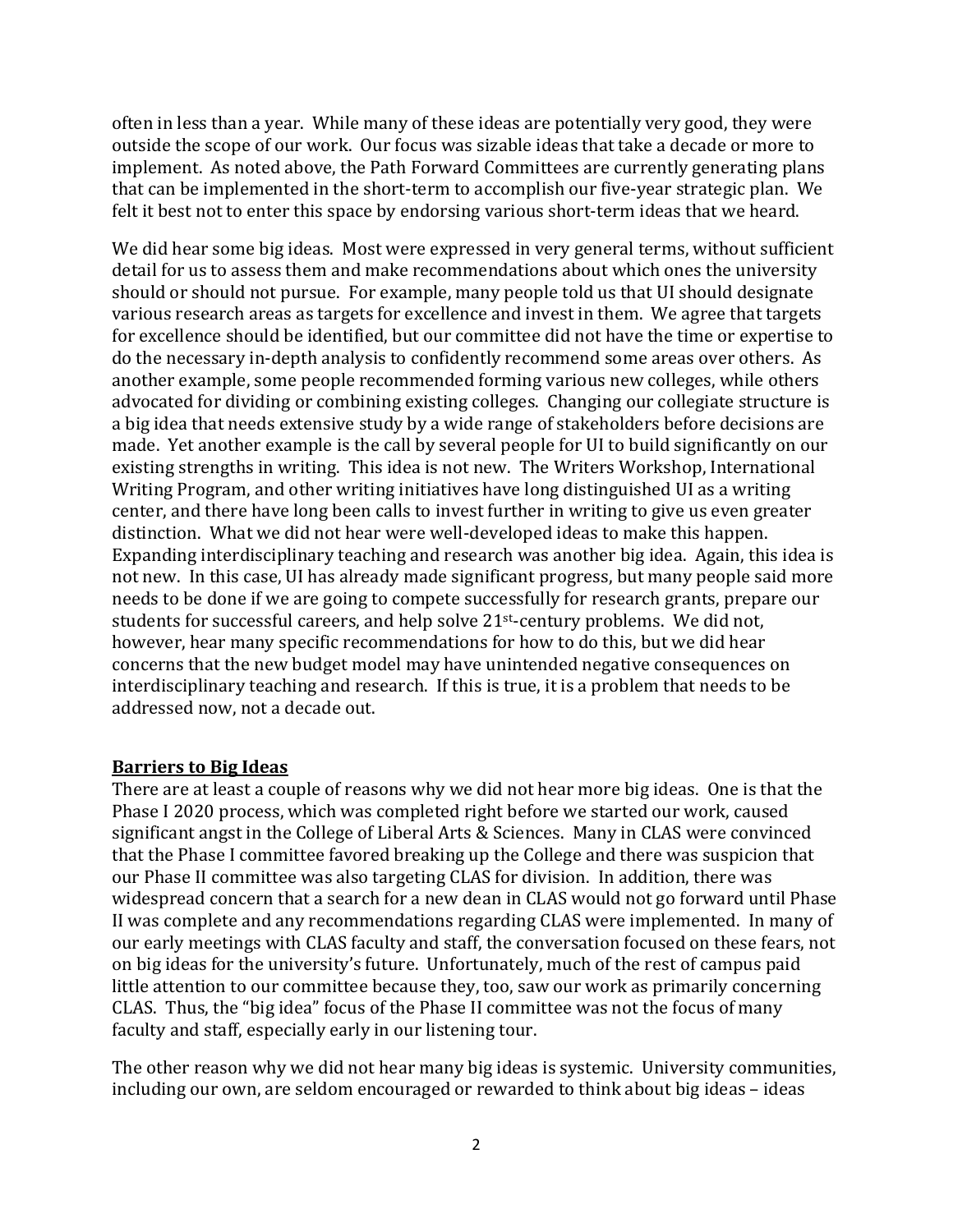often in less than a year. While many of these ideas are potentially very good, they were outside the scope of our work. Our focus was sizable ideas that take a decade or more to implement. As noted above, the Path Forward Committees are currently generating plans that can be implemented in the short-term to accomplish our five-year strategic plan. We felt it best not to enter this space by endorsing various short-term ideas that we heard.

We did hear some big ideas. Most were expressed in very general terms, without sufficient detail for us to assess them and make recommendations about which ones the university should or should not pursue. For example, many people told us that UI should designate various research areas as targets for excellence and invest in them. We agree that targets for excellence should be identified, but our committee did not have the time or expertise to do the necessary in-depth analysis to confidently recommend some areas over others. As another example, some people recommended forming various new colleges, while others advocated for dividing or combining existing colleges. Changing our collegiate structure is a big idea that needs extensive study by a wide range of stakeholders before decisions are made. Yet another example is the call by several people for UI to build significantly on our existing strengths in writing. This idea is not new. The Writers Workshop, International Writing Program, and other writing initiatives have long distinguished UI as a writing center, and there have long been calls to invest further in writing to give us even greater distinction. What we did not hear were well-developed ideas to make this happen. Expanding interdisciplinary teaching and research was another big idea. Again, this idea is not new. In this case, UI has already made significant progress, but many people said more needs to be done if we are going to compete successfully for research grants, prepare our students for successful careers, and help solve 21st-century problems. We did not, however, hear many specific recommendations for how to do this, but we did hear concerns that the new budget model may have unintended negative consequences on interdisciplinary teaching and research. If this is true, it is a problem that needs to be addressed now, not a decade out.

**Barriers to Big Ideas**

There are at least a couple of reasons why we did not hear more big ideas. One is that the Phase I 2020 process, which was completed right before we started our work, caused significant angst in the College of Liberal Arts & Sciences. Many in CLAS were convinced that the Phase I committee favored breaking up the College and there was suspicion that our Phase II committee was also targeting CLAS for division. In addition, there was widespread concern that a search for a new dean in CLAS would not go forward until Phase II was complete and any recommendations regarding CLAS were implemented. In many of our early meetings with CLAS faculty and staff, the conversation focused on these fears, not on big ideas for the university's future. Unfortunately, much of the rest of campus paid little attention to our committee because they, too, saw our work as primarily concerning CLAS. Thus, the "big idea" focus of the Phase II committee was not the focus of many faculty and staff, especially early in our listening tour.

The other reason why we did not hear many big ideas is systemic. University communities, including our own, are seldom encouraged or rewarded to think about big ideas – ideas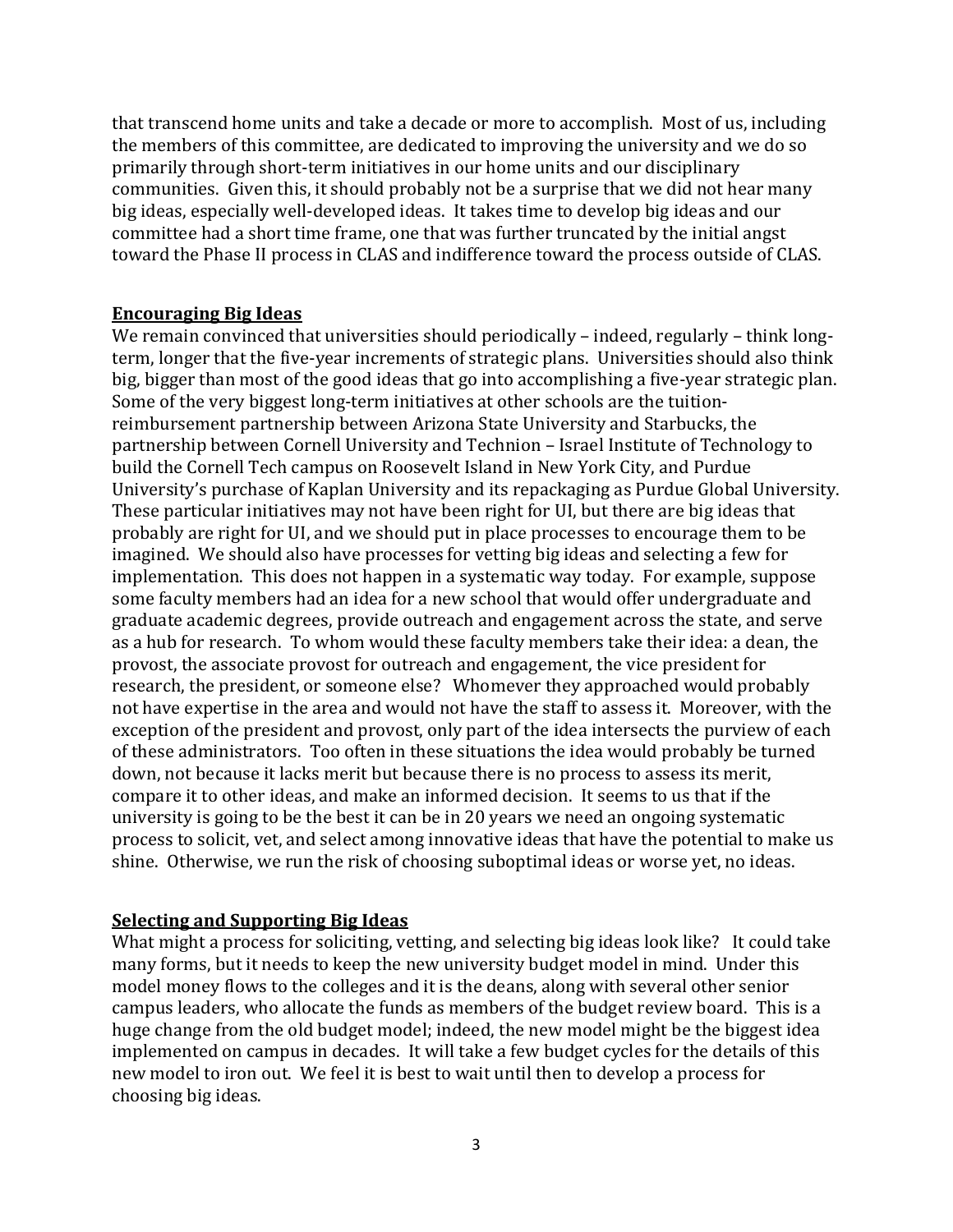that transcend home units and take a decade or more to accomplish. Most of us, including the members of this committee, are dedicated to improving the university and we do so primarily through short-term initiatives in our home units and our disciplinary communities. Given this, it should probably not be a surprise that we did not hear many big ideas, especially well-developed ideas. It takes time to develop big ideas and our committee had a short time frame, one that was further truncated by the initial angst toward the Phase II process in CLAS and indifference toward the process outside of CLAS.

## Encouraging Big Ideas

We remain convinced that universities should periodically – indeed, regularly – think long-term, longer that the five-year increments of strategic plans. Universities should also think big, bigger than most of the good ideas that go into accomplishing a five-year strategic plan. Some of the very biggest long-term initiatives at other schools are the tuition-reimbursement partnership between Arizona State University and Starbucks, the partnership between Cornell University and Technion – Israel Institute of Technology to build the Cornell Tech campus on Roosevelt Island in New York City, and Purdue University's purchase of Kaplan University and its repackaging as Purdue Global University. These particular initiatives may not have been right for UI, but there are big ideas that probably are right for UI, and we should put in place processes to encourage them to be imagined. We should also have processes for vetting big ideas and selecting a few for implementation. This does not happen in a systematic way today. For example, suppose some faculty members had an idea for a new school that would offer undergraduate and graduate academic degrees, provide outreach and engagement across the state, and serve as a hub for research. To whom would these faculty members take their idea: a dean, the provost, the associate provost for outreach and engagement, the vice president for research, the president, or someone else? Whomever they approached would probably not have expertise in the area and would not have the staff to assess it. Moreover, with the exception of the president and provost, only part of the idea intersects the purview of each of these administrators. Too often in these situations the idea would probably be turned down, not because it lacks merit but because there is no process to assess its merit, compare it to other ideas, and make an informed decision. It seems to us that if the university is going to be the best it can be in 20 years we need an ongoing systematic process to solicit, vet, and select among innovative ideas that have the potential to make us shine. Otherwise, we run the risk of choosing suboptimal ideas or worse yet, no ideas.

## Selecting and Supporting Big Ideas

What might a process for soliciting, vetting, and selecting big ideas look like? It could take many forms, but it needs to keep the new university budget model in mind. Under this model money flows to the colleges and it is the deans, along with several other senior campus leaders, who allocate the funds as members of the budget review board. This is a huge change from the old budget model; indeed, the new model might be the biggest idea implemented on campus in decades. It will take a few budget cycles for the details of this new model to iron out. We feel it is best to wait until then to develop a process for choosing big ideas.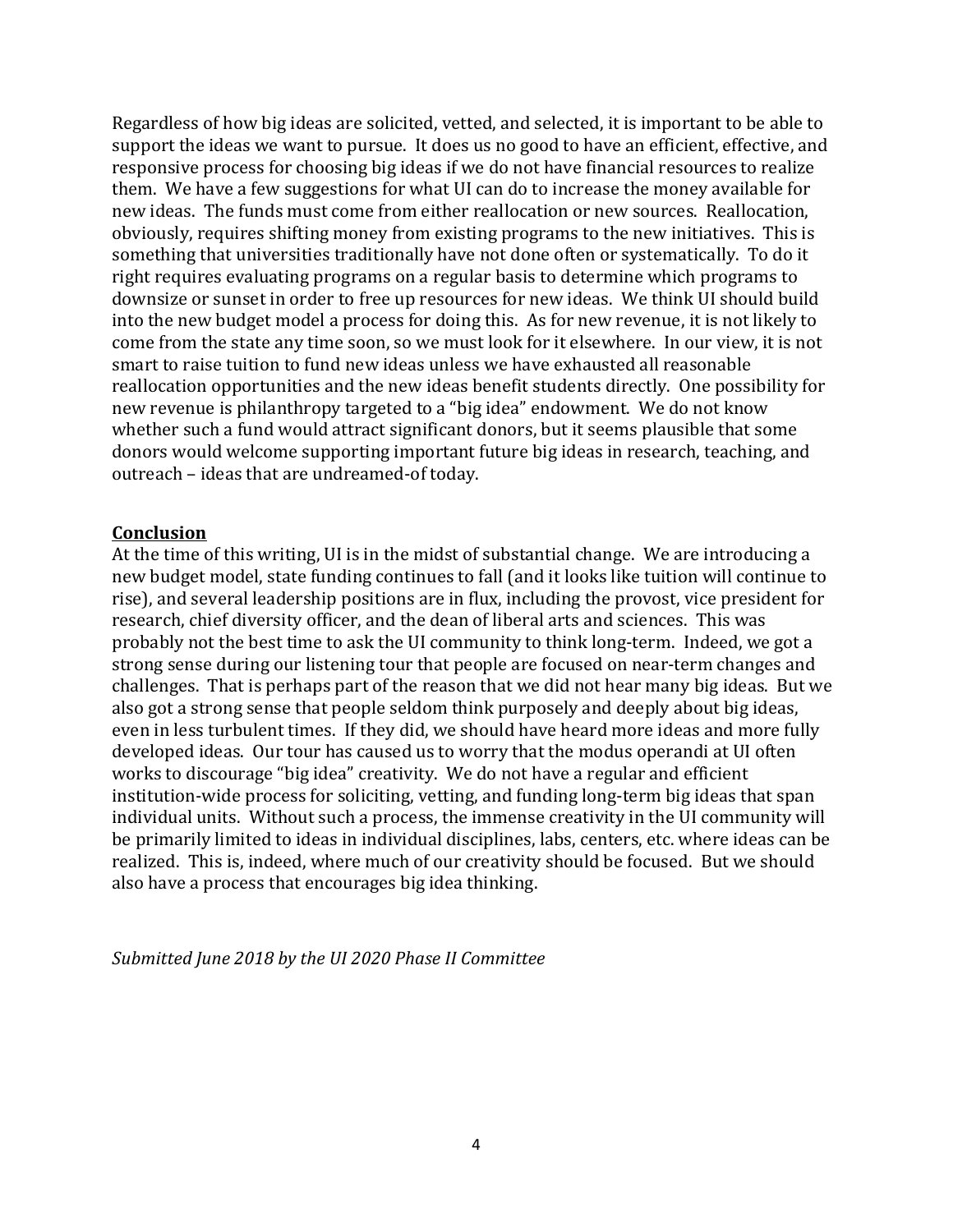Regardless of how big ideas are solicited, vetted, and selected, it is important to be able to support the ideas we want to pursue. It does us no good to have an efficient, effective, and responsive process for choosing big ideas if we do not have financial resources to realize them. We have a few suggestions for what UI can do to increase the money available for new ideas. The funds must come from either reallocation or new sources. Reallocation, obviously, requires shifting money from existing programs to the new initiatives. This is something that universities traditionally have not done often or systematically. To do it right requires evaluating programs on a regular basis to determine which programs to downsize or sunset in order to free up resources for new ideas. We think UI should build into the new budget model a process for doing this. As for new revenue, it is not likely to come from the state any time soon, so we must look for it elsewhere. In our view, it is not smart to raise tuition to fund new ideas unless we have exhausted all reasonable reallocation opportunities and the new ideas benefit students directly. One possibility for new revenue is philanthropy targeted to a "big idea" endowment. We do not know whether such a fund would attract significant donors, but it seems plausible that some donors would welcome supporting important future big ideas in research, teaching, and outreach – ideas that are undreamed-of today.

## Conclusion

At the time of this writing, UI is in the midst of substantial change. We are introducing a new budget model, state funding continues to fall (and it looks like tuition will continue to rise), and several leadership positions are in flux, including the provost, vice president for research, chief diversity officer, and the dean of liberal arts and sciences. This was probably not the best time to ask the UI community to think long-term. Indeed, we got a strong sense during our listening tour that people are focused on near-term changes and challenges. That is perhaps part of the reason that we did not hear many big ideas. But we also got a strong sense that people seldom think purposely and deeply about big ideas, even in less turbulent times. If they did, we should have heard more ideas and more fully developed ideas. Our tour has caused us to worry that the modus operandi at UI often works to discourage "big idea" creativity. We do not have a regular and efficient institution-wide process for soliciting, vetting, and funding long-term big ideas that span individual units. Without such a process, the immense creativity in the UI community will be primarily limited to ideas in individual disciplines, labs, centers, etc. where ideas can be realized. This is, indeed, where much of our creativity should be focused. But we should also have a process that encourages big idea thinking.

*Submitted June 2018 by the UI 2020 Phase II Committee*